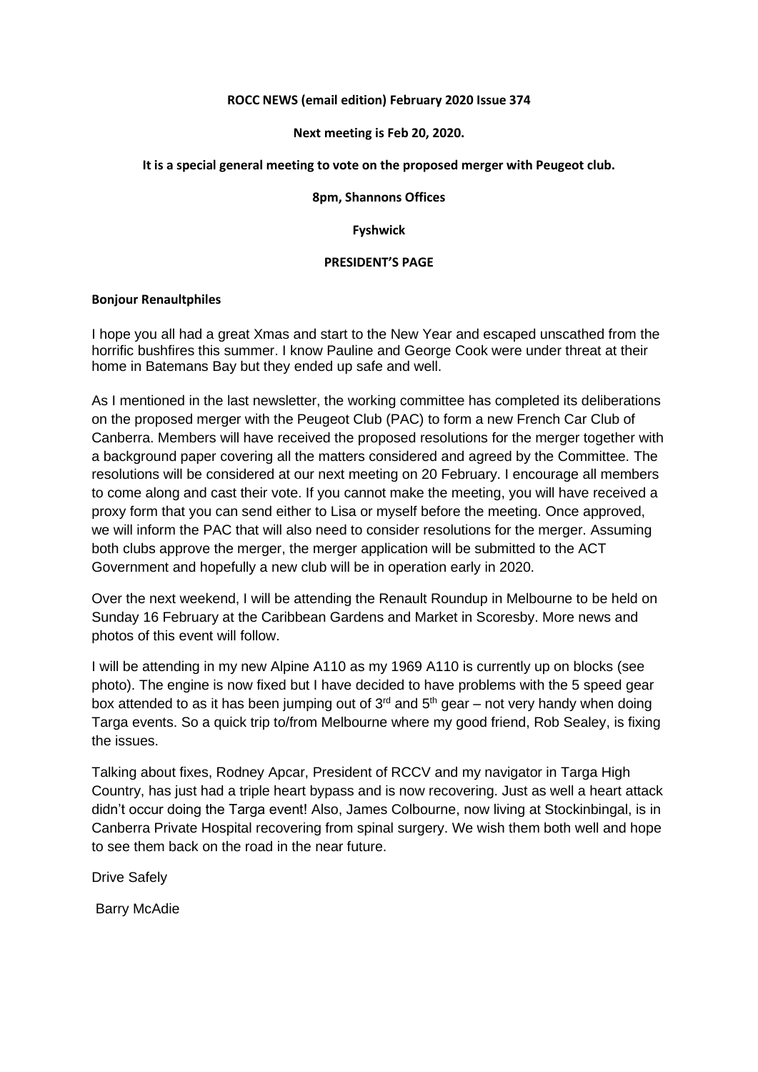**ROCC NEWS (email edition) February 2020 Issue 374**

**Next meeting is Feb 20, 2020.**

**It is a special general meeting to vote on the proposed merger with Peugeot club.**

**8pm, Shannons Offices**

**Fyshwick**

## PRESIDENT'S PAGE

**Bonjour Renaultphiles**

I hope you all had a great Xmas and start to the New Year and escaped unscathed from the horrific bushfires this summer. I know Pauline and George Cook were under threat at their home in Batemans Bay but they ended up safe and well.

As I mentioned in the last newsletter, the working committee has completed its deliberations on the proposed merger with the Peugeot Club (PAC) to form a new French Car Club of Canberra. Members will have received the proposed resolutions for the merger together with a background paper covering all the matters considered and agreed by the Committee. The resolutions will be considered at our next meeting on 20 February. I encourage all members to come along and cast their vote. If you cannot make the meeting, you will have received a proxy form that you can send either to Lisa or myself before the meeting. Once approved, we will inform the PAC that will also need to consider resolutions for the merger. Assuming both clubs approve the merger, the merger application will be submitted to the ACT Government and hopefully a new club will be in operation early in 2020.

Over the next weekend, I will be attending the Renault Roundup in Melbourne to be held on Sunday 16 February at the Caribbean Gardens and Market in Scoresby. More news and photos of this event will follow.

I will be attending in my new Alpine A110 as my 1969 A110 is currently up on blocks (see photo). The engine is now fixed but I have decided to have problems with the 5 speed gear box attended to as it has been jumping out of 3rd and 5th gear – not very handy when doing Targa events. So a quick trip to/from Melbourne where my good friend, Rob Sealey, is fixing the issues.

Talking about fixes, Rodney Apcar, President of RCCV and my navigator in Targa High Country, has just had a triple heart bypass and is now recovering. Just as well a heart attack didn't occur doing the Targa event! Also, James Colbourne, now living at Stockinbingal, is in Canberra Private Hospital recovering from spinal surgery. We wish them both well and hope to see them back on the road in the near future.

Drive Safely

Barry McAdie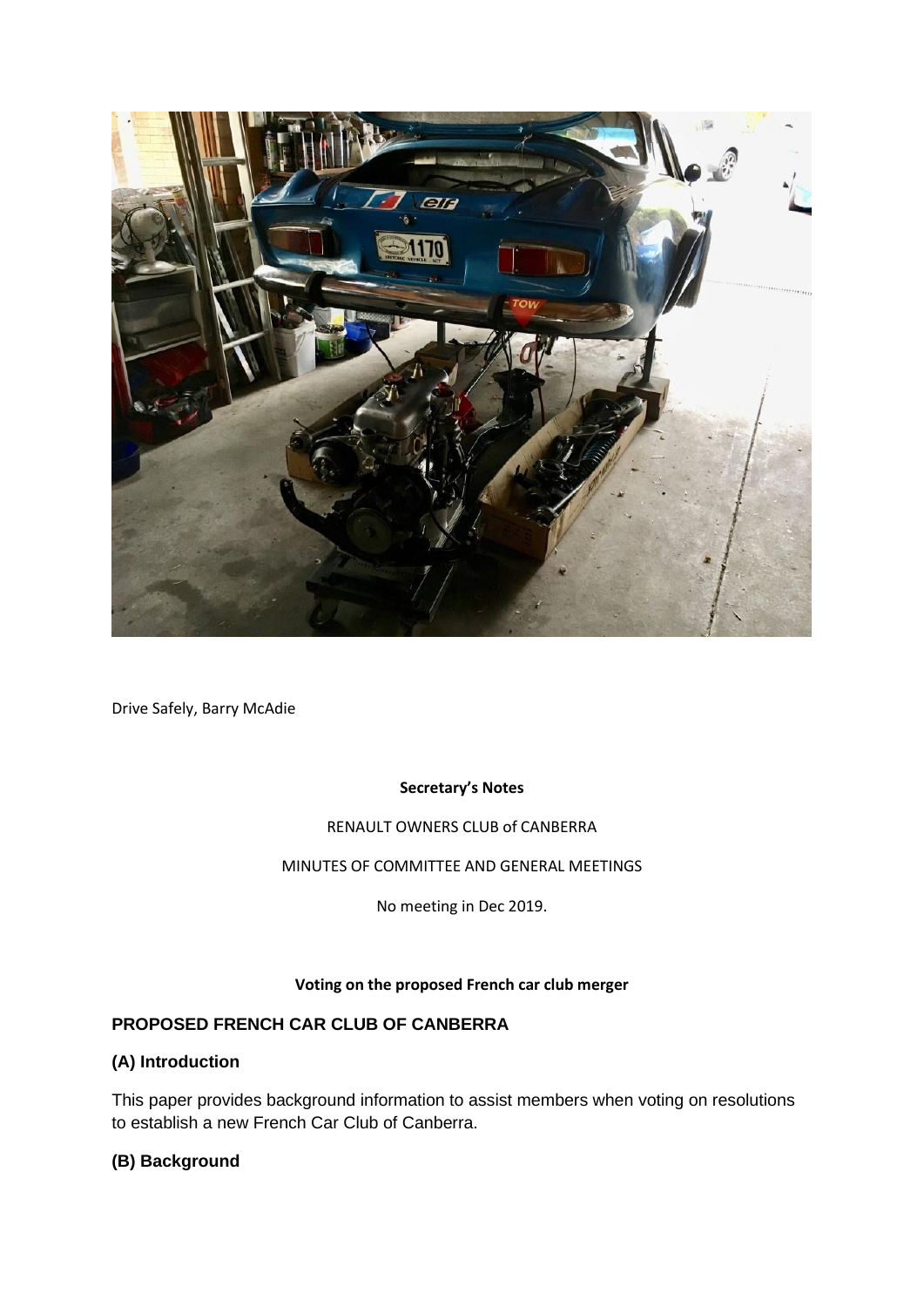Drive Safely, Barry McAdie

**Secretary's Notes**

RENAULT OWNERS CLUB of CANBERRA

MINUTES OF COMMITTEE AND GENERAL MEETINGS

No meeting in Dec 2019.

**Voting on the proposed French car club merger**

### PROPOSED FRENCH CAR CLUB OF CANBERRA

#### (A) Introduction

This paper provides background information to assist members when voting on resolutions to establish a new French Car Club of Canberra.

#### (B) Background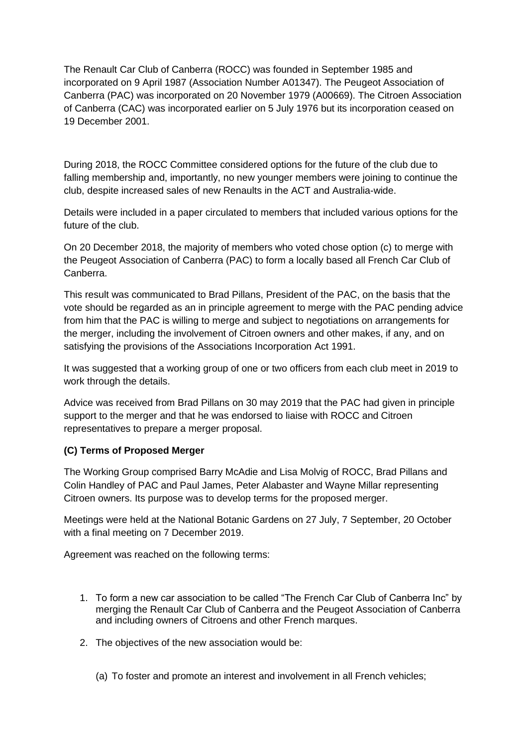The Renault Car Club of Canberra (ROCC) was founded in September 1985 and incorporated on 9 April 1987 (Association Number A01347). The Peugeot Association of Canberra (PAC) was incorporated on 20 November 1979 (A00669). The Citroen Association of Canberra (CAC) was incorporated earlier on 5 July 1976 but its incorporation ceased on 19 December 2001.

During 2018, the ROCC Committee considered options for the future of the club due to falling membership and, importantly, no new younger members were joining to continue the club, despite increased sales of new Renaults in the ACT and Australia-wide.

Details were included in a paper circulated to members that included various options for the future of the club.

On 20 December 2018, the majority of members who voted chose option (c) to merge with the Peugeot Association of Canberra (PAC) to form a locally based all French Car Club of Canberra.

This result was communicated to Brad Pillans, President of the PAC, on the basis that the vote should be regarded as an in principle agreement to merge with the PAC pending advice from him that the PAC is willing to merge and subject to negotiations on arrangements for the merger, including the involvement of Citroen owners and other makes, if any, and on satisfying the provisions of the Associations Incorporation Act 1991.

It was suggested that a working group of one or two officers from each club meet in 2019 to work through the details.

Advice was received from Brad Pillans on 30 may 2019 that the PAC had given in principle support to the merger and that he was endorsed to liaise with ROCC and Citroen representatives to prepare a merger proposal.

**(C) Terms of Proposed Merger**

The Working Group comprised Barry McAdie and Lisa Molvig of ROCC, Brad Pillans and Colin Handley of PAC and Paul James, Peter Alabaster and Wayne Millar representing Citroen owners. Its purpose was to develop terms for the proposed merger.

Meetings were held at the National Botanic Gardens on 27 July, 7 September, 20 October with a final meeting on 7 December 2019.

Agreement was reached on the following terms:

1. To form a new car association to be called "The French Car Club of Canberra Inc" by merging the Renault Car Club of Canberra and the Peugeot Association of Canberra and including owners of Citroens and other French marques.
2. The objectives of the new association would be:

   (a) To foster and promote an interest and involvement in all French vehicles;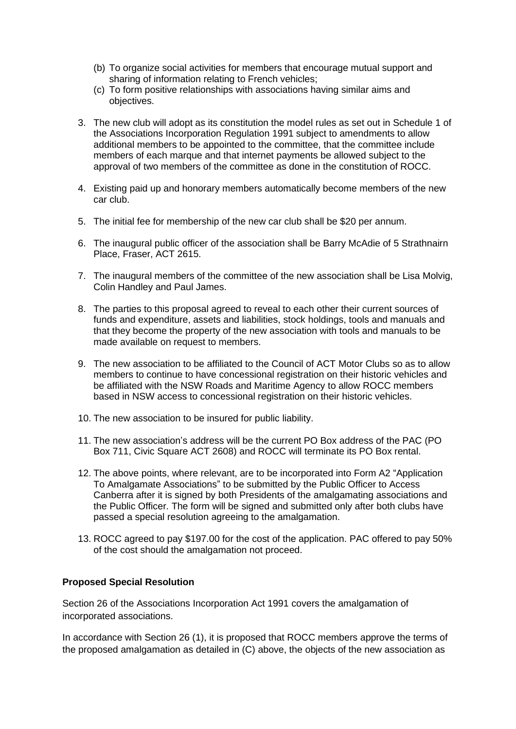(b) To organize social activities for members that encourage mutual support and sharing of information relating to French vehicles;

(c) To form positive relationships with associations having similar aims and objectives.

3. The new club will adopt as its constitution the model rules as set out in Schedule 1 of the Associations Incorporation Regulation 1991 subject to amendments to allow additional members to be appointed to the committee, that the committee include members of each marque and that internet payments be allowed subject to the approval of two members of the committee as done in the constitution of ROCC.

4. Existing paid up and honorary members automatically become members of the new car club.

5. The initial fee for membership of the new car club shall be $20 per annum.

6. The inaugural public officer of the association shall be Barry McAdie of 5 Strathnairn Place, Fraser, ACT 2615.

7. The inaugural members of the committee of the new association shall be Lisa Molvig, Colin Handley and Paul James.

8. The parties to this proposal agreed to reveal to each other their current sources of funds and expenditure, assets and liabilities, stock holdings, tools and manuals and that they become the property of the new association with tools and manuals to be made available on request to members.

9. The new association to be affiliated to the Council of ACT Motor Clubs so as to allow members to continue to have concessional registration on their historic vehicles and be affiliated with the NSW Roads and Maritime Agency to allow ROCC members based in NSW access to concessional registration on their historic vehicles.

10. The new association to be insured for public liability.

11. The new association's address will be the current PO Box address of the PAC (PO Box 711, Civic Square ACT 2608) and ROCC will terminate its PO Box rental.

12. The above points, where relevant, are to be incorporated into Form A2 "Application To Amalgamate Associations" to be submitted by the Public Officer to Access Canberra after it is signed by both Presidents of the amalgamating associations and the Public Officer. The form will be signed and submitted only after both clubs have passed a special resolution agreeing to the amalgamation.

13. ROCC agreed to pay $197.00 for the cost of the application. PAC offered to pay 50% of the cost should the amalgamation not proceed.

**Proposed Special Resolution**

Section 26 of the Associations Incorporation Act 1991 covers the amalgamation of incorporated associations.

In accordance with Section 26 (1), it is proposed that ROCC members approve the terms of the proposed amalgamation as detailed in (C) above, the objects of the new association as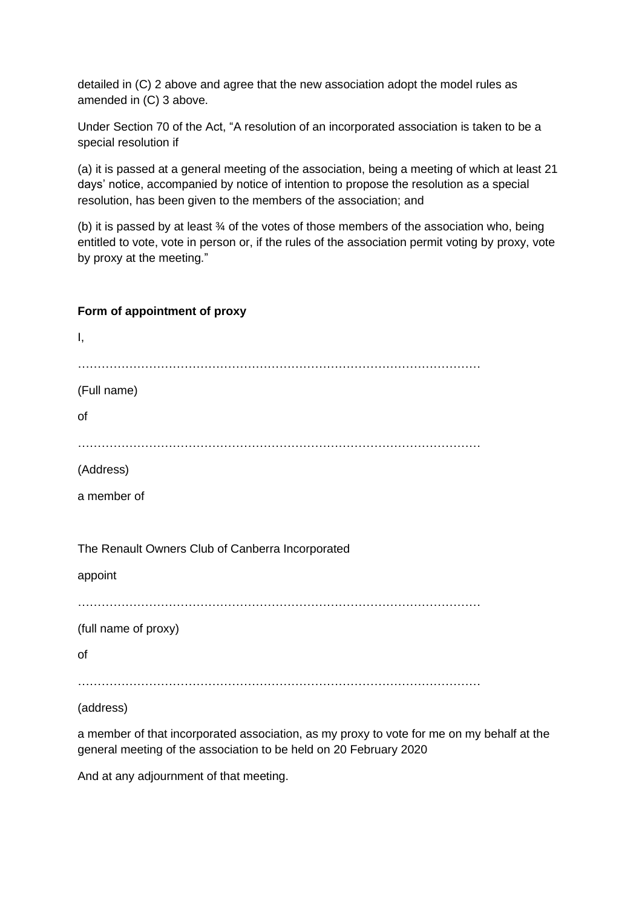detailed in (C) 2 above and agree that the new association adopt the model rules as amended in (C) 3 above.

Under Section 70 of the Act, “A resolution of an incorporated association is taken to be a special resolution if

(a) it is passed at a general meeting of the association, being a meeting of which at least 21 days’ notice, accompanied by notice of intention to propose the resolution as a special resolution, has been given to the members of the association; and

(b) it is passed by at least ¾ of the votes of those members of the association who, being entitled to vote, vote in person or, if the rules of the association permit voting by proxy, vote by proxy at the meeting.”

**Form of appointment of proxy**

I,

…………………………………………………………………………………………

(Full name)

of

…………………………………………………………………………………………

(Address)

a member of

The Renault Owners Club of Canberra Incorporated

appoint

…………………………………………………………………………………………

(full name of proxy)

of

…………………………………………………………………………………………

(address)

a member of that incorporated association, as my proxy to vote for me on my behalf at the general meeting of the association to be held on 20 February 2020

And at any adjournment of that meeting.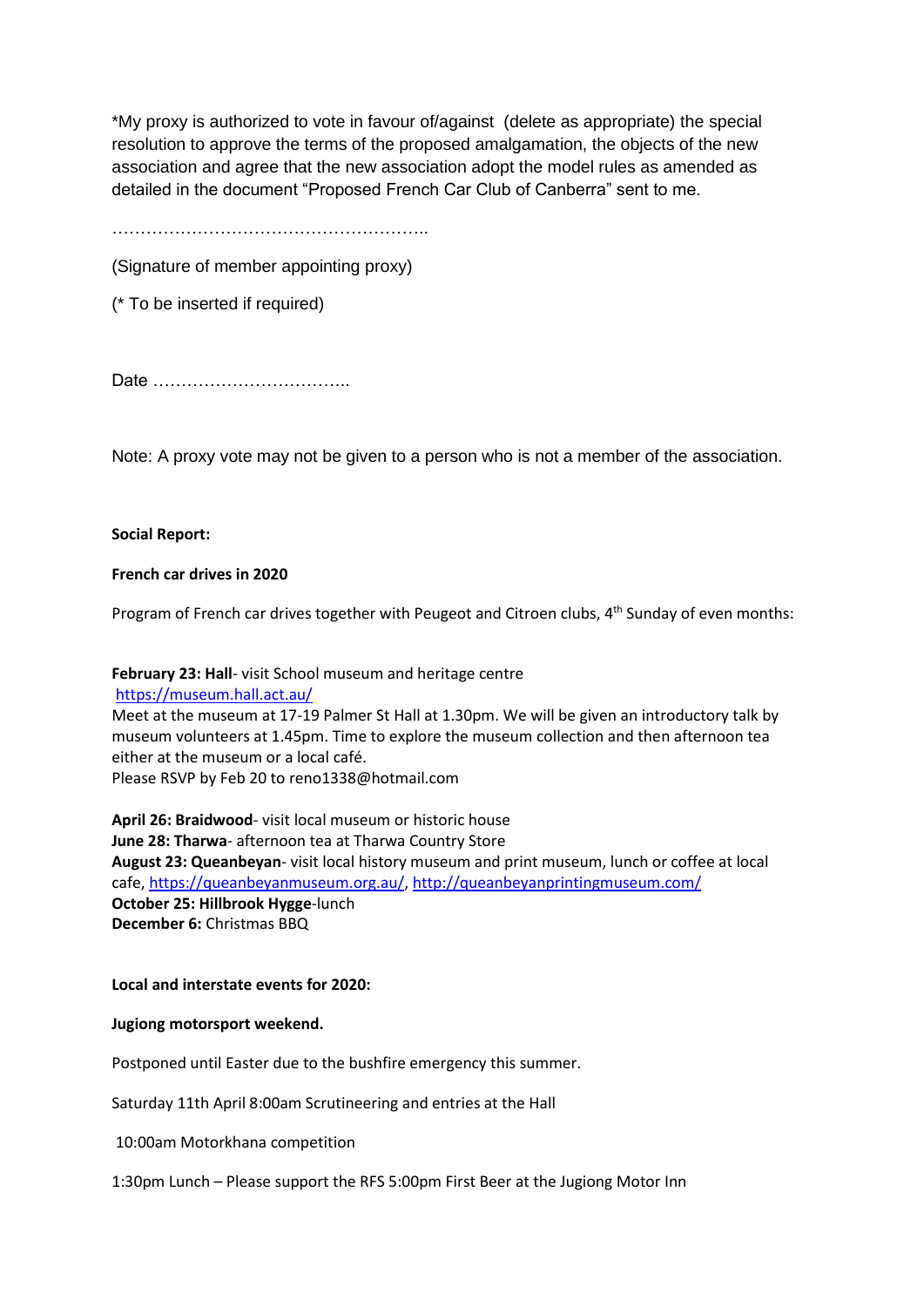*My proxy is authorized to vote in favour of/against (delete as appropriate) the special resolution to approve the terms of the proposed amalgamation, the objects of the new association and agree that the new association adopt the model rules as amended as detailed in the document "Proposed French Car Club of Canberra" sent to me.

………………………………………………..

(Signature of member appointing proxy)

(* To be inserted if required)

Date ……………………………..

Note: A proxy vote may not be given to a person who is not a member of the association.

**Social Report:**

**French car drives in 2020**

Program of French car drives together with Peugeot and Citroen clubs, 4th Sunday of even months:

**February 23: Hall**- visit School museum and heritage centre
https://museum.hall.act.au/
Meet at the museum at 17-19 Palmer St Hall at 1.30pm. We will be given an introductory talk by museum volunteers at 1.45pm. Time to explore the museum collection and then afternoon tea either at the museum or a local café.
Please RSVP by Feb 20 to reno1338@hotmail.com

**April 26: Braidwood**- visit local museum or historic house
**June 28: Tharwa**- afternoon tea at Tharwa Country Store
**August 23: Queanbeyan**- visit local history museum and print museum, lunch or coffee at local cafe, https://queanbeyanmuseum.org.au/, http://queanbeyanprintingmuseum.com/
**October 25: Hillbrook Hygge**-lunch
**December 6:** Christmas BBQ

**Local and interstate events for 2020:**

**Jugiong motorsport weekend.**

Postponed until Easter due to the bushfire emergency this summer.

Saturday 11th April 8:00am Scrutineering and entries at the Hall

10:00am Motorkhana competition

1:30pm Lunch – Please support the RFS 5:00pm First Beer at the Jugiong Motor Inn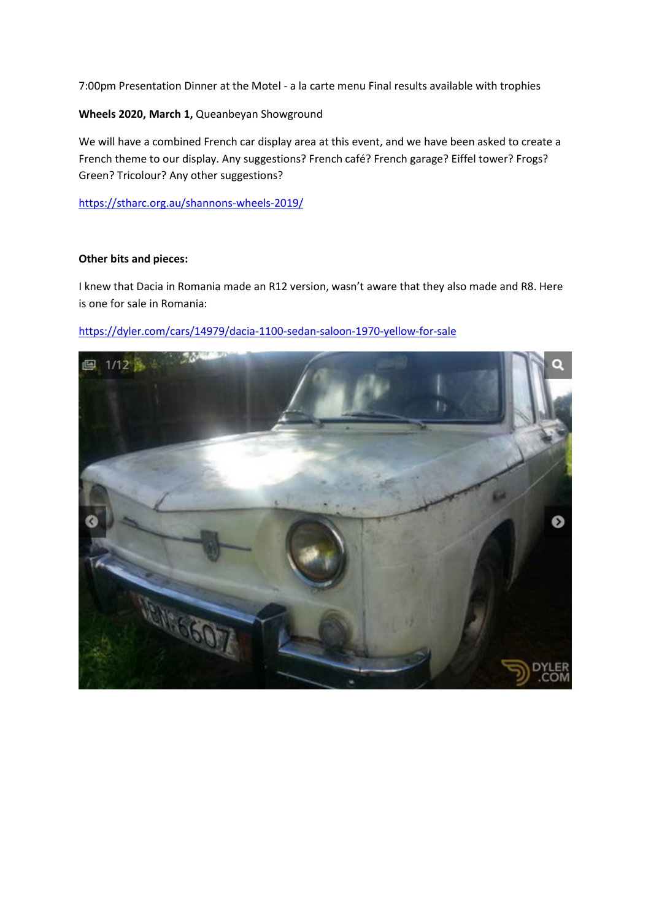7:00pm Presentation Dinner at the Motel - a la carte menu Final results available with trophies

**Wheels 2020, March 1,** Queanbeyan Showground

We will have a combined French car display area at this event, and we have been asked to create a French theme to our display. Any suggestions? French café? French garage? Eiffel tower? Frogs? Green? Tricolour? Any other suggestions?

https://stharc.org.au/shannons-wheels-2019/

**Other bits and pieces:**

I knew that Dacia in Romania made an R12 version, wasn't aware that they also made and R8. Here is one for sale in Romania:

https://dyler.com/cars/14979/dacia-1100-sedan-saloon-1970-yellow-for-sale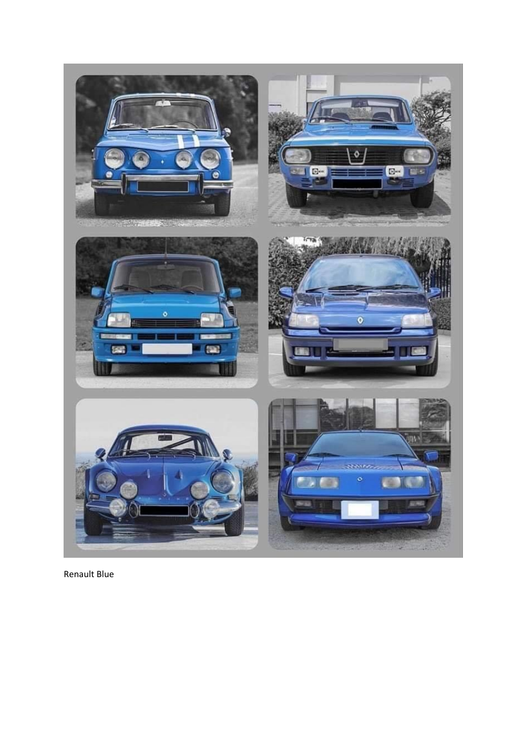Renault Blue